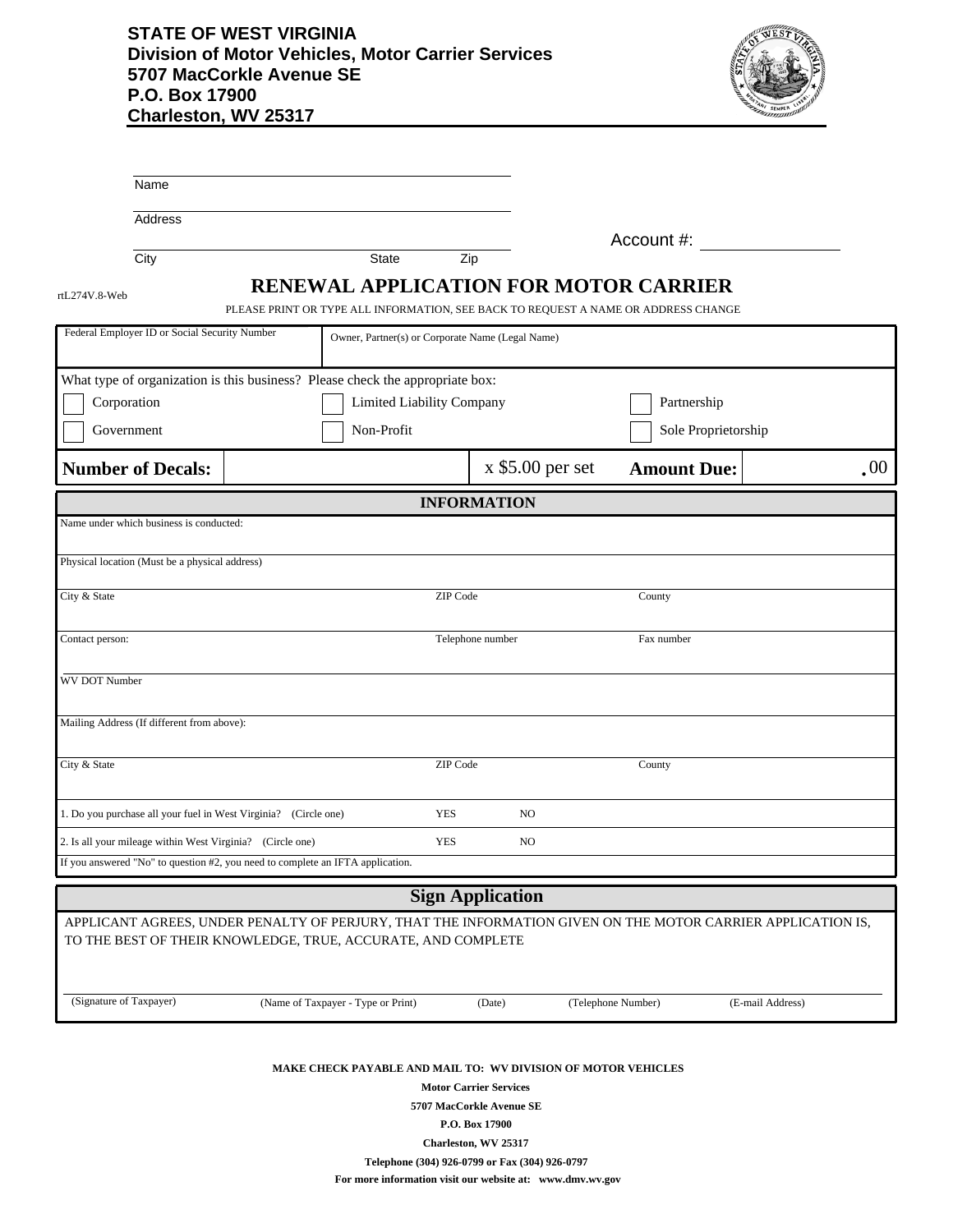**STATE OF WEST VIRGINIA**
**Division of Motor Vehicles, Motor Carrier Services**
**5707 MacCorkle Avenue SE**
**P.O. Box 17900**
**Charleston, WV 25317**

Name

Address

City State Zip

Account #: ______________

rtL274V.8-Web

# RENEWAL APPLICATION FOR MOTOR CARRIER

PLEASE PRINT OR TYPE ALL INFORMATION, SEE BACK TO REQUEST A NAME OR ADDRESS CHANGE

| Federal Employer ID or Social Security Number | Owner, Partner(s) or Corporate Name (Legal Name) |
|---|---|
| | |

What type of organization is this business? Please check the appropriate box:

- ☐ Corporation
- ☐ Limited Liability Company
- ☐ Partnership
- ☐ Government
- ☐ Non-Profit
- ☐ Sole Proprietorship

| **Number of Decals:** | | x $5.00 per set | **Amount Due:** | .00 |
|---|---|---|---|---|

## INFORMATION

| | | |
|---|---|---|
| Name under which business is conducted: | | |
| Physical location (Must be a physical address) | | |
| City & State | ZIP Code | County |
| Contact person: | Telephone number | Fax number |
| WV DOT Number | | |
| Mailing Address (If different from above): | | |
| City & State | ZIP Code | County |

1. Do you purchase all your fuel in West Virginia? (Circle one) YES NO

2. Is all your mileage within West Virginia? (Circle one) YES NO

If you answered "No" to question #2, you need to complete an IFTA application.

## Sign Application

APPLICANT AGREES, UNDER PENALTY OF PERJURY, THAT THE INFORMATION GIVEN ON THE MOTOR CARRIER APPLICATION IS, TO THE BEST OF THEIR KNOWLEDGE, TRUE, ACCURATE, AND COMPLETE

| (Signature of Taxpayer) | (Name of Taxpayer - Type or Print) | (Date) | (Telephone Number) | (E-mail Address) |
|---|---|---|---|---|
| | | | | |

**MAKE CHECK PAYABLE AND MAIL TO: WV DIVISION OF MOTOR VEHICLES**
**Motor Carrier Services**
**5707 MacCorkle Avenue SE**
**P.O. Box 17900**
**Charleston, WV 25317**
**Telephone (304) 926-0799 or Fax (304) 926-0797**
**For more information visit our website at: www.dmv.wv.gov**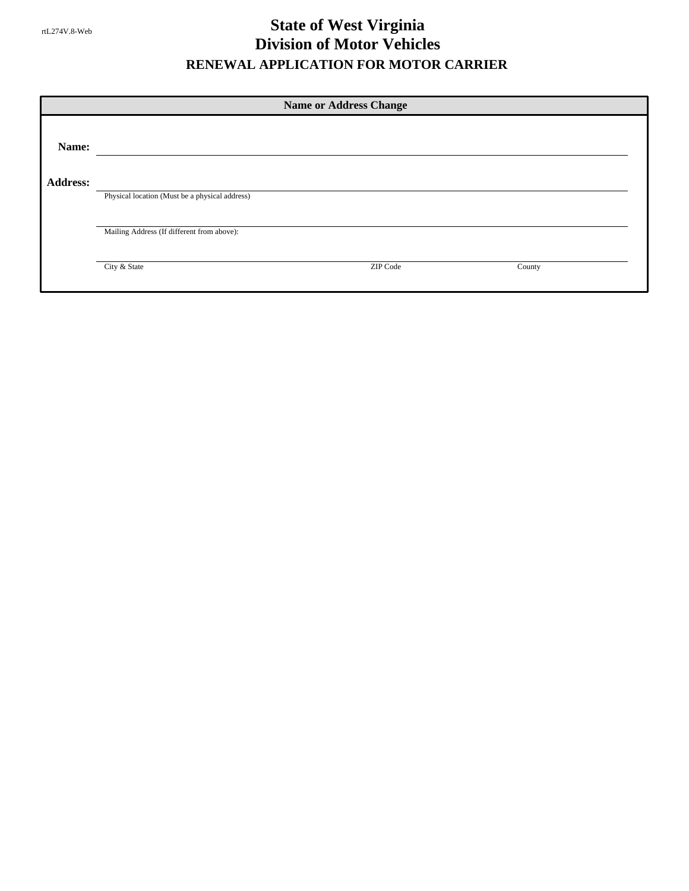rtL274V.8-Web

# State of West Virginia
# Division of Motor Vehicles
## RENEWAL APPLICATION FOR MOTOR CARRIER

### Name or Address Change

**Name:** ______________________________________________

**Address:** ______________________________________________

Physical location (Must be a physical address)

______________________________________________

Mailing Address (If different from above):

______________________________________________

City & State | ZIP Code | County